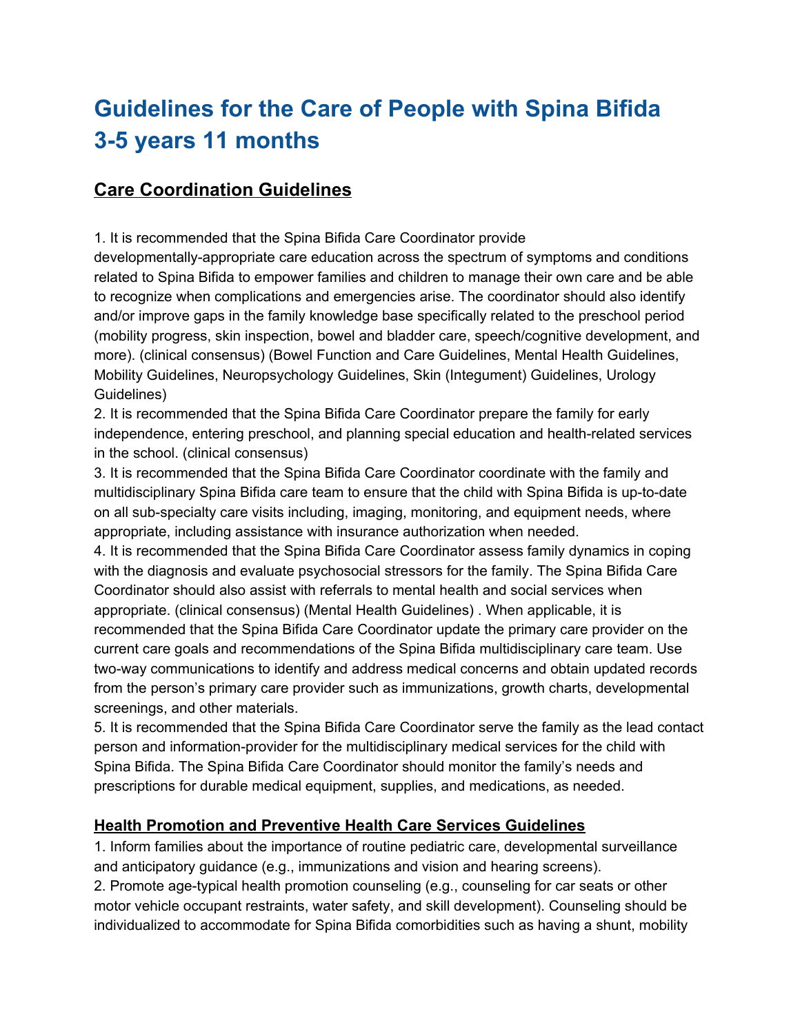# Guidelines for the Care of People with Spina Bifida 3-5 years 11 months

## Care Coordination Guidelines

1. It is recommended that the Spina Bifida Care Coordinator provide developmentally-appropriate care education across the spectrum of symptoms and conditions related to Spina Bifida to empower families and children to manage their own care and be able to recognize when complications and emergencies arise. The coordinator should also identify and/or improve gaps in the family knowledge base specifically related to the preschool period (mobility progress, skin inspection, bowel and bladder care, speech/cognitive development, and more). (clinical consensus) (Bowel Function and Care Guidelines, Mental Health Guidelines, Mobility Guidelines, Neuropsychology Guidelines, Skin (Integument) Guidelines, Urology Guidelines)
2. It is recommended that the Spina Bifida Care Coordinator prepare the family for early independence, entering preschool, and planning special education and health-related services in the school. (clinical consensus)
3. It is recommended that the Spina Bifida Care Coordinator coordinate with the family and multidisciplinary Spina Bifida care team to ensure that the child with Spina Bifida is up-to-date on all sub-specialty care visits including, imaging, monitoring, and equipment needs, where appropriate, including assistance with insurance authorization when needed.
4. It is recommended that the Spina Bifida Care Coordinator assess family dynamics in coping with the diagnosis and evaluate psychosocial stressors for the family. The Spina Bifida Care Coordinator should also assist with referrals to mental health and social services when appropriate. (clinical consensus) (Mental Health Guidelines) . When applicable, it is recommended that the Spina Bifida Care Coordinator update the primary care provider on the current care goals and recommendations of the Spina Bifida multidisciplinary care team. Use two-way communications to identify and address medical concerns and obtain updated records from the person's primary care provider such as immunizations, growth charts, developmental screenings, and other materials.
5. It is recommended that the Spina Bifida Care Coordinator serve the family as the lead contact person and information-provider for the multidisciplinary medical services for the child with Spina Bifida. The Spina Bifida Care Coordinator should monitor the family's needs and prescriptions for durable medical equipment, supplies, and medications, as needed.

### Health Promotion and Preventive Health Care Services Guidelines

1. Inform families about the importance of routine pediatric care, developmental surveillance and anticipatory guidance (e.g., immunizations and vision and hearing screens).
2. Promote age-typical health promotion counseling (e.g., counseling for car seats or other motor vehicle occupant restraints, water safety, and skill development). Counseling should be individualized to accommodate for Spina Bifida comorbidities such as having a shunt, mobility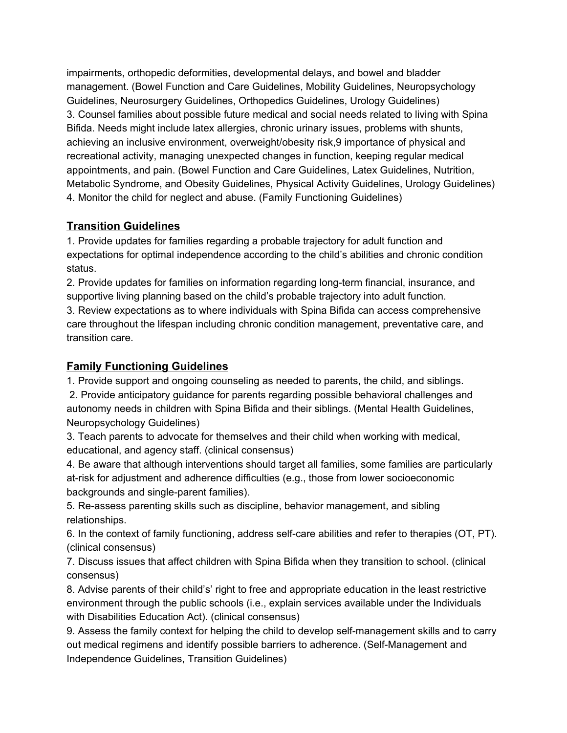impairments, orthopedic deformities, developmental delays, and bowel and bladder management. (Bowel Function and Care Guidelines, Mobility Guidelines, Neuropsychology Guidelines, Neurosurgery Guidelines, Orthopedics Guidelines, Urology Guidelines)
3. Counsel families about possible future medical and social needs related to living with Spina Bifida. Needs might include latex allergies, chronic urinary issues, problems with shunts, achieving an inclusive environment, overweight/obesity risk,9 importance of physical and recreational activity, managing unexpected changes in function, keeping regular medical appointments, and pain. (Bowel Function and Care Guidelines, Latex Guidelines, Nutrition, Metabolic Syndrome, and Obesity Guidelines, Physical Activity Guidelines, Urology Guidelines)
4. Monitor the child for neglect and abuse. (Family Functioning Guidelines)

## Transition Guidelines

1. Provide updates for families regarding a probable trajectory for adult function and expectations for optimal independence according to the child's abilities and chronic condition status.
2. Provide updates for families on information regarding long-term financial, insurance, and supportive living planning based on the child's probable trajectory into adult function.
3. Review expectations as to where individuals with Spina Bifida can access comprehensive care throughout the lifespan including chronic condition management, preventative care, and transition care.

## Family Functioning Guidelines

1. Provide support and ongoing counseling as needed to parents, the child, and siblings.
2. Provide anticipatory guidance for parents regarding possible behavioral challenges and autonomy needs in children with Spina Bifida and their siblings. (Mental Health Guidelines, Neuropsychology Guidelines)
3. Teach parents to advocate for themselves and their child when working with medical, educational, and agency staff. (clinical consensus)
4. Be aware that although interventions should target all families, some families are particularly at-risk for adjustment and adherence difficulties (e.g., those from lower socioeconomic backgrounds and single-parent families).
5. Re-assess parenting skills such as discipline, behavior management, and sibling relationships.
6. In the context of family functioning, address self-care abilities and refer to therapies (OT, PT). (clinical consensus)
7. Discuss issues that affect children with Spina Bifida when they transition to school. (clinical consensus)
8. Advise parents of their child's' right to free and appropriate education in the least restrictive environment through the public schools (i.e., explain services available under the Individuals with Disabilities Education Act). (clinical consensus)
9. Assess the family context for helping the child to develop self-management skills and to carry out medical regimens and identify possible barriers to adherence. (Self-Management and Independence Guidelines, Transition Guidelines)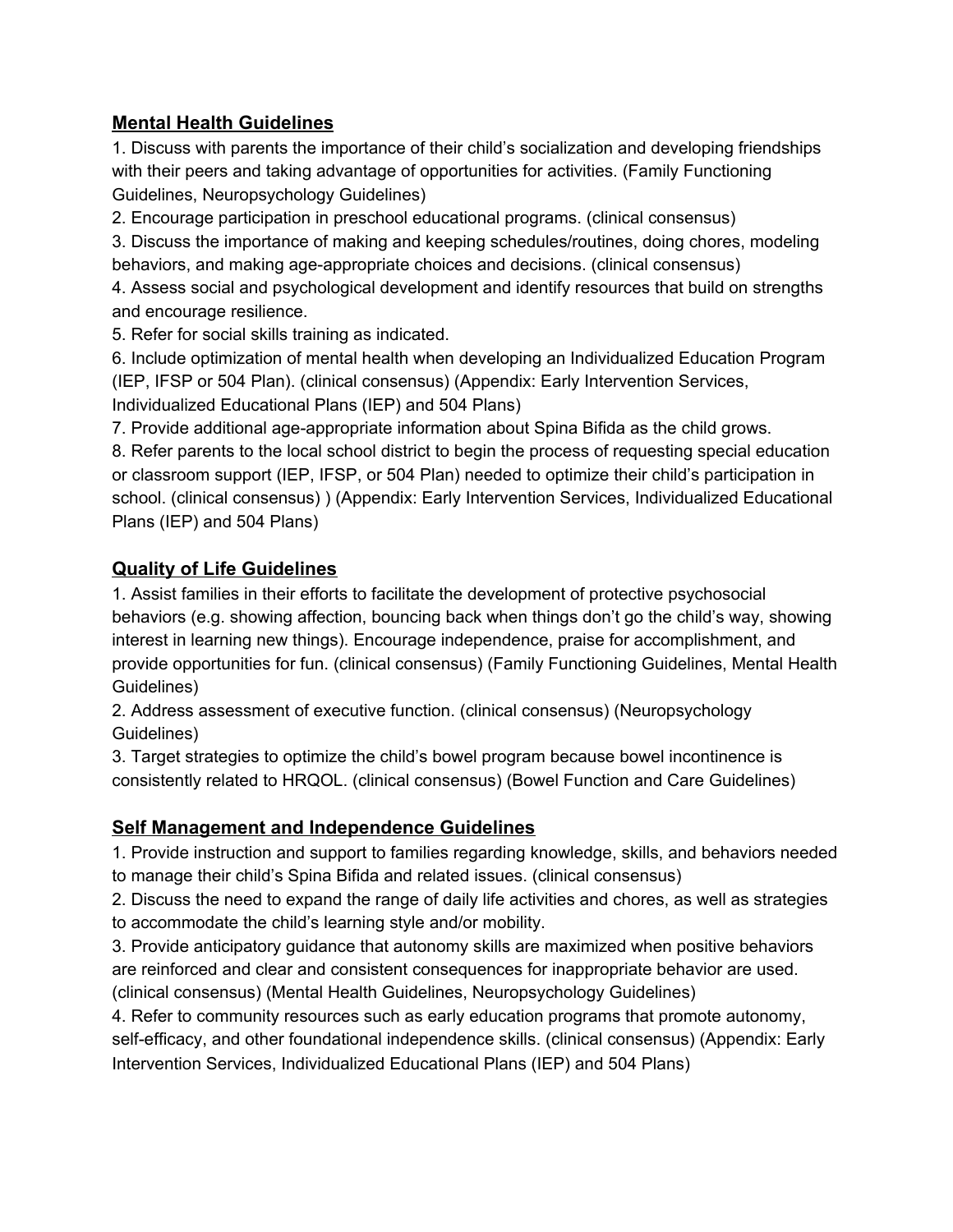## Mental Health Guidelines

1. Discuss with parents the importance of their child's socialization and developing friendships with their peers and taking advantage of opportunities for activities. (Family Functioning Guidelines, Neuropsychology Guidelines)
2. Encourage participation in preschool educational programs. (clinical consensus)
3. Discuss the importance of making and keeping schedules/routines, doing chores, modeling behaviors, and making age-appropriate choices and decisions. (clinical consensus)
4. Assess social and psychological development and identify resources that build on strengths and encourage resilience.
5. Refer for social skills training as indicated.
6. Include optimization of mental health when developing an Individualized Education Program (IEP, IFSP or 504 Plan). (clinical consensus) (Appendix: Early Intervention Services, Individualized Educational Plans (IEP) and 504 Plans)
7. Provide additional age-appropriate information about Spina Bifida as the child grows.
8. Refer parents to the local school district to begin the process of requesting special education or classroom support (IEP, IFSP, or 504 Plan) needed to optimize their child's participation in school. (clinical consensus) ) (Appendix: Early Intervention Services, Individualized Educational Plans (IEP) and 504 Plans)

## Quality of Life Guidelines

1. Assist families in their efforts to facilitate the development of protective psychosocial behaviors (e.g. showing affection, bouncing back when things don't go the child's way, showing interest in learning new things). Encourage independence, praise for accomplishment, and provide opportunities for fun. (clinical consensus) (Family Functioning Guidelines, Mental Health Guidelines)
2. Address assessment of executive function. (clinical consensus) (Neuropsychology Guidelines)
3. Target strategies to optimize the child's bowel program because bowel incontinence is consistently related to HRQOL. (clinical consensus) (Bowel Function and Care Guidelines)

## Self Management and Independence Guidelines

1. Provide instruction and support to families regarding knowledge, skills, and behaviors needed to manage their child's Spina Bifida and related issues. (clinical consensus)
2. Discuss the need to expand the range of daily life activities and chores, as well as strategies to accommodate the child's learning style and/or mobility.
3. Provide anticipatory guidance that autonomy skills are maximized when positive behaviors are reinforced and clear and consistent consequences for inappropriate behavior are used. (clinical consensus) (Mental Health Guidelines, Neuropsychology Guidelines)
4. Refer to community resources such as early education programs that promote autonomy, self-efficacy, and other foundational independence skills. (clinical consensus) (Appendix: Early Intervention Services, Individualized Educational Plans (IEP) and 504 Plans)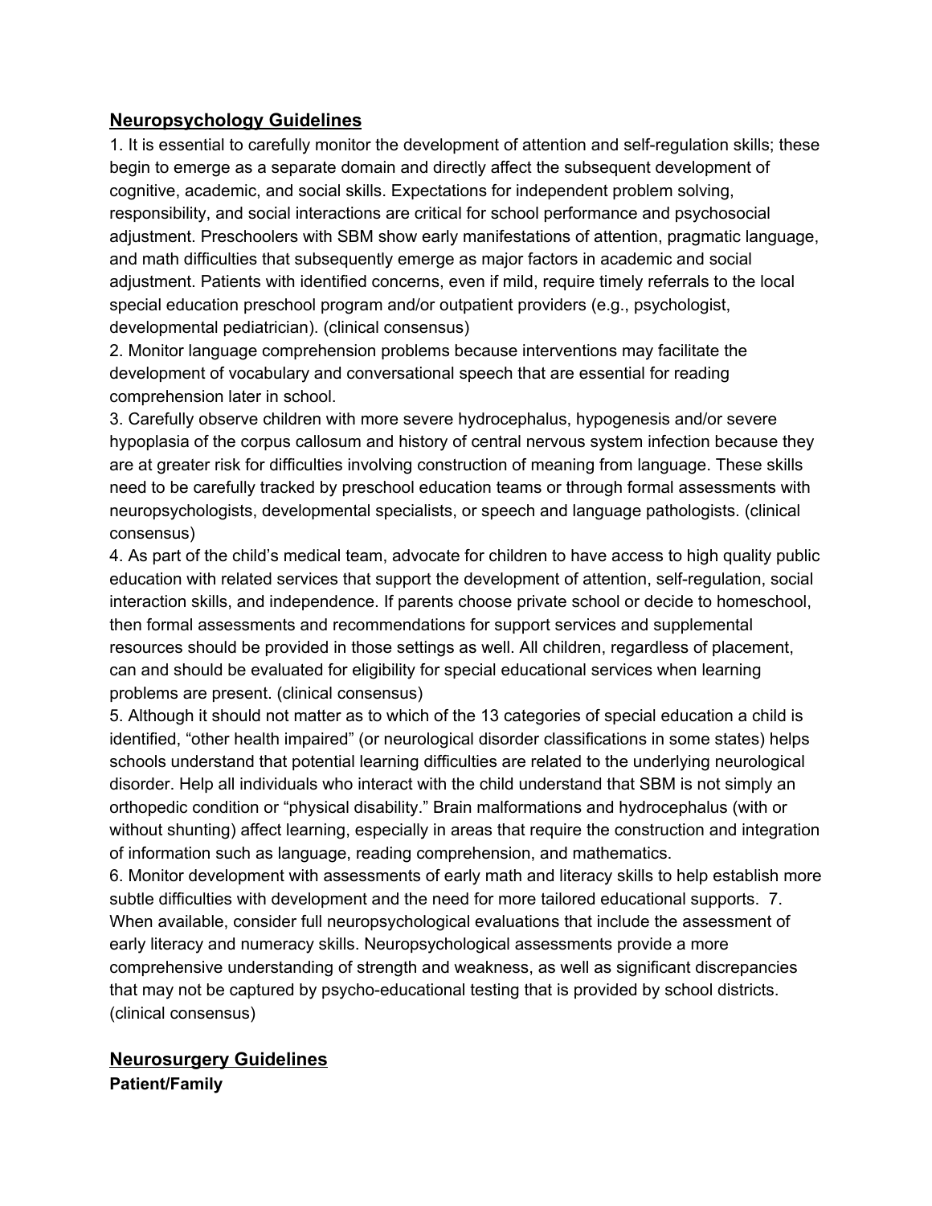## Neuropsychology Guidelines

1. It is essential to carefully monitor the development of attention and self-regulation skills; these begin to emerge as a separate domain and directly affect the subsequent development of cognitive, academic, and social skills. Expectations for independent problem solving, responsibility, and social interactions are critical for school performance and psychosocial adjustment. Preschoolers with SBM show early manifestations of attention, pragmatic language, and math difficulties that subsequently emerge as major factors in academic and social adjustment. Patients with identified concerns, even if mild, require timely referrals to the local special education preschool program and/or outpatient providers (e.g., psychologist, developmental pediatrician). (clinical consensus)
2. Monitor language comprehension problems because interventions may facilitate the development of vocabulary and conversational speech that are essential for reading comprehension later in school.
3. Carefully observe children with more severe hydrocephalus, hypogenesis and/or severe hypoplasia of the corpus callosum and history of central nervous system infection because they are at greater risk for difficulties involving construction of meaning from language. These skills need to be carefully tracked by preschool education teams or through formal assessments with neuropsychologists, developmental specialists, or speech and language pathologists. (clinical consensus)
4. As part of the child's medical team, advocate for children to have access to high quality public education with related services that support the development of attention, self-regulation, social interaction skills, and independence. If parents choose private school or decide to homeschool, then formal assessments and recommendations for support services and supplemental resources should be provided in those settings as well. All children, regardless of placement, can and should be evaluated for eligibility for special educational services when learning problems are present. (clinical consensus)
5. Although it should not matter as to which of the 13 categories of special education a child is identified, "other health impaired" (or neurological disorder classifications in some states) helps schools understand that potential learning difficulties are related to the underlying neurological disorder. Help all individuals who interact with the child understand that SBM is not simply an orthopedic condition or "physical disability." Brain malformations and hydrocephalus (with or without shunting) affect learning, especially in areas that require the construction and integration of information such as language, reading comprehension, and mathematics.
6. Monitor development with assessments of early math and literacy skills to help establish more subtle difficulties with development and the need for more tailored educational supports.
7. When available, consider full neuropsychological evaluations that include the assessment of early literacy and numeracy skills. Neuropsychological assessments provide a more comprehensive understanding of strength and weakness, as well as significant discrepancies that may not be captured by psycho-educational testing that is provided by school districts. (clinical consensus)

## Neurosurgery Guidelines

**Patient/Family**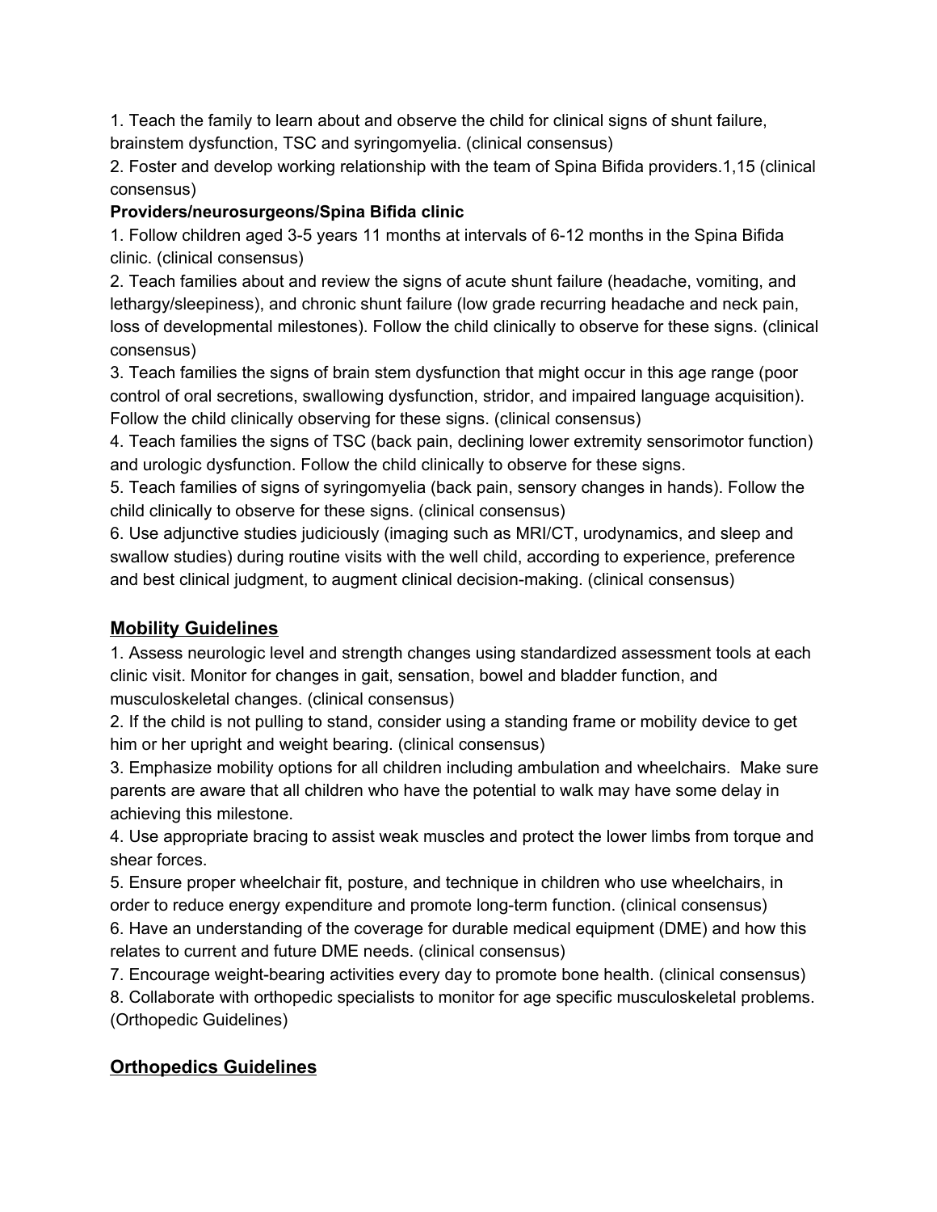1. Teach the family to learn about and observe the child for clinical signs of shunt failure, brainstem dysfunction, TSC and syringomyelia. (clinical consensus)
2. Foster and develop working relationship with the team of Spina Bifida providers.1,15 (clinical consensus)

**Providers/neurosurgeons/Spina Bifida clinic**

1. Follow children aged 3-5 years 11 months at intervals of 6-12 months in the Spina Bifida clinic. (clinical consensus)
2. Teach families about and review the signs of acute shunt failure (headache, vomiting, and lethargy/sleepiness), and chronic shunt failure (low grade recurring headache and neck pain, loss of developmental milestones). Follow the child clinically to observe for these signs. (clinical consensus)
3. Teach families the signs of brain stem dysfunction that might occur in this age range (poor control of oral secretions, swallowing dysfunction, stridor, and impaired language acquisition). Follow the child clinically observing for these signs. (clinical consensus)
4. Teach families the signs of TSC (back pain, declining lower extremity sensorimotor function) and urologic dysfunction. Follow the child clinically to observe for these signs.
5. Teach families of signs of syringomyelia (back pain, sensory changes in hands). Follow the child clinically to observe for these signs. (clinical consensus)
6. Use adjunctive studies judiciously (imaging such as MRI/CT, urodynamics, and sleep and swallow studies) during routine visits with the well child, according to experience, preference and best clinical judgment, to augment clinical decision-making. (clinical consensus)

## <u>Mobility Guidelines</u>

1. Assess neurologic level and strength changes using standardized assessment tools at each clinic visit. Monitor for changes in gait, sensation, bowel and bladder function, and musculoskeletal changes. (clinical consensus)
2. If the child is not pulling to stand, consider using a standing frame or mobility device to get him or her upright and weight bearing. (clinical consensus)
3. Emphasize mobility options for all children including ambulation and wheelchairs. Make sure parents are aware that all children who have the potential to walk may have some delay in achieving this milestone.
4. Use appropriate bracing to assist weak muscles and protect the lower limbs from torque and shear forces.
5. Ensure proper wheelchair fit, posture, and technique in children who use wheelchairs, in order to reduce energy expenditure and promote long-term function. (clinical consensus)
6. Have an understanding of the coverage for durable medical equipment (DME) and how this relates to current and future DME needs. (clinical consensus)
7. Encourage weight-bearing activities every day to promote bone health. (clinical consensus)
8. Collaborate with orthopedic specialists to monitor for age specific musculoskeletal problems. (Orthopedic Guidelines)

## <u>Orthopedics Guidelines</u>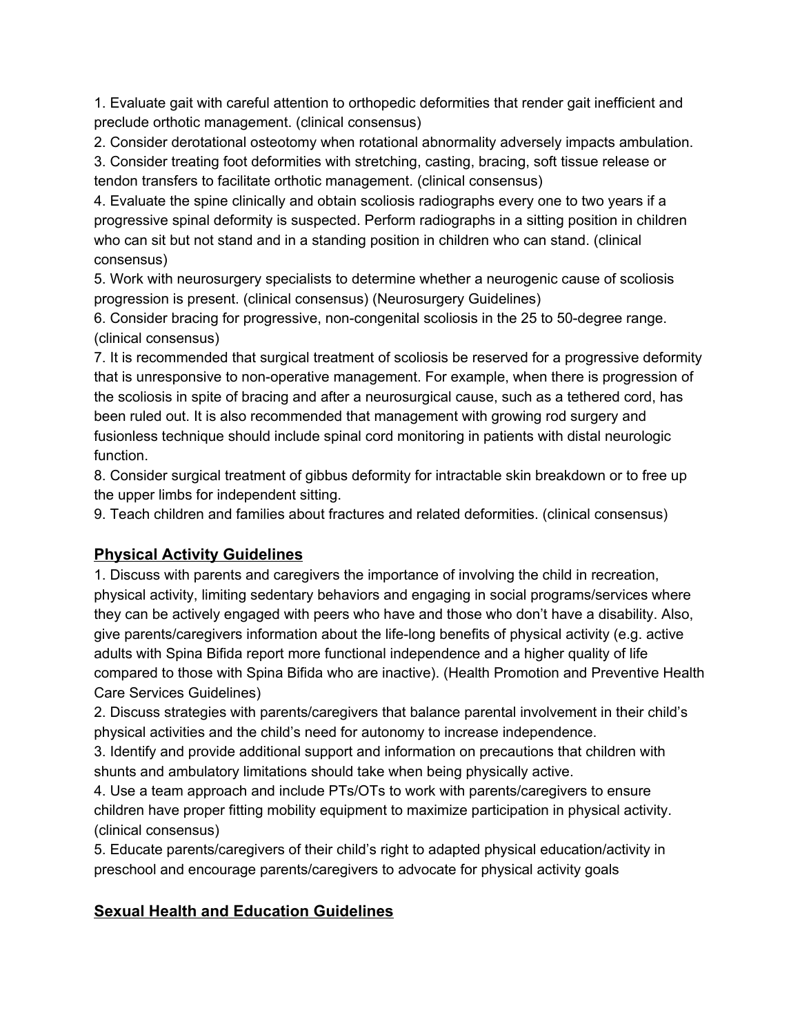1. Evaluate gait with careful attention to orthopedic deformities that render gait inefficient and preclude orthotic management. (clinical consensus)
2. Consider derotational osteotomy when rotational abnormality adversely impacts ambulation.
3. Consider treating foot deformities with stretching, casting, bracing, soft tissue release or tendon transfers to facilitate orthotic management. (clinical consensus)
4. Evaluate the spine clinically and obtain scoliosis radiographs every one to two years if a progressive spinal deformity is suspected. Perform radiographs in a sitting position in children who can sit but not stand and in a standing position in children who can stand. (clinical consensus)
5. Work with neurosurgery specialists to determine whether a neurogenic cause of scoliosis progression is present. (clinical consensus) (Neurosurgery Guidelines)
6. Consider bracing for progressive, non-congenital scoliosis in the 25 to 50-degree range. (clinical consensus)
7. It is recommended that surgical treatment of scoliosis be reserved for a progressive deformity that is unresponsive to non-operative management. For example, when there is progression of the scoliosis in spite of bracing and after a neurosurgical cause, such as a tethered cord, has been ruled out. It is also recommended that management with growing rod surgery and fusionless technique should include spinal cord monitoring in patients with distal neurologic function.
8. Consider surgical treatment of gibbus deformity for intractable skin breakdown or to free up the upper limbs for independent sitting.
9. Teach children and families about fractures and related deformities. (clinical consensus)

## Physical Activity Guidelines

1. Discuss with parents and caregivers the importance of involving the child in recreation, physical activity, limiting sedentary behaviors and engaging in social programs/services where they can be actively engaged with peers who have and those who don't have a disability. Also, give parents/caregivers information about the life-long benefits of physical activity (e.g. active adults with Spina Bifida report more functional independence and a higher quality of life compared to those with Spina Bifida who are inactive). (Health Promotion and Preventive Health Care Services Guidelines)
2. Discuss strategies with parents/caregivers that balance parental involvement in their child's physical activities and the child's need for autonomy to increase independence.
3. Identify and provide additional support and information on precautions that children with shunts and ambulatory limitations should take when being physically active.
4. Use a team approach and include PTs/OTs to work with parents/caregivers to ensure children have proper fitting mobility equipment to maximize participation in physical activity. (clinical consensus)
5. Educate parents/caregivers of their child's right to adapted physical education/activity in preschool and encourage parents/caregivers to advocate for physical activity goals

## Sexual Health and Education Guidelines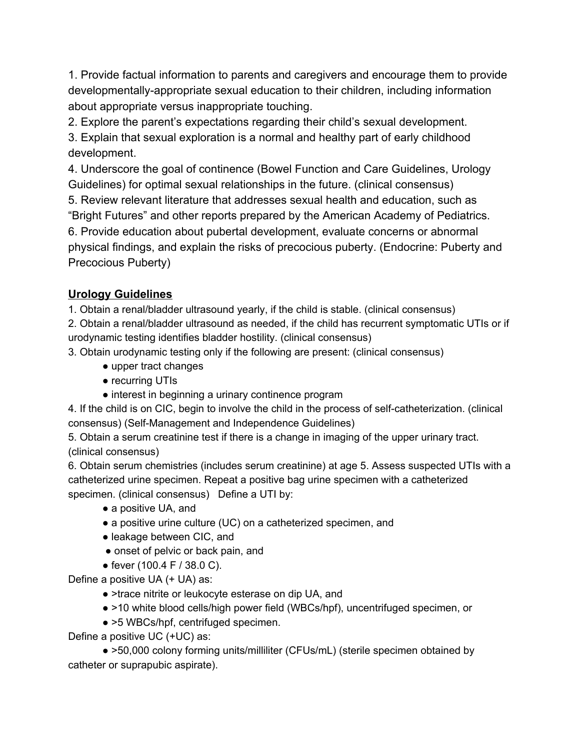1. Provide factual information to parents and caregivers and encourage them to provide developmentally-appropriate sexual education to their children, including information about appropriate versus inappropriate touching.
2. Explore the parent's expectations regarding their child's sexual development.
3. Explain that sexual exploration is a normal and healthy part of early childhood development.
4. Underscore the goal of continence (Bowel Function and Care Guidelines, Urology Guidelines) for optimal sexual relationships in the future. (clinical consensus)
5. Review relevant literature that addresses sexual health and education, such as "Bright Futures" and other reports prepared by the American Academy of Pediatrics.
6. Provide education about pubertal development, evaluate concerns or abnormal physical findings, and explain the risks of precocious puberty. (Endocrine: Puberty and Precocious Puberty)

## **Urology Guidelines**

1. Obtain a renal/bladder ultrasound yearly, if the child is stable. (clinical consensus)
2. Obtain a renal/bladder ultrasound as needed, if the child has recurrent symptomatic UTIs or if urodynamic testing identifies bladder hostility. (clinical consensus)
3. Obtain urodynamic testing only if the following are present: (clinical consensus)
    - upper tract changes
    - recurring UTIs
    - interest in beginning a urinary continence program
4. If the child is on CIC, begin to involve the child in the process of self-catheterization. (clinical consensus) (Self-Management and Independence Guidelines)
5. Obtain a serum creatinine test if there is a change in imaging of the upper urinary tract. (clinical consensus)
6. Obtain serum chemistries (includes serum creatinine) at age 5. Assess suspected UTIs with a catheterized urine specimen. Repeat a positive bag urine specimen with a catheterized specimen. (clinical consensus) Define a UTI by:
    - a positive UA, and
    - a positive urine culture (UC) on a catheterized specimen, and
    - leakage between CIC, and
    - onset of pelvic or back pain, and
    - fever (100.4 F / 38.0 C).

Define a positive UA (+ UA) as:

- >trace nitrite or leukocyte esterase on dip UA, and
- >10 white blood cells/high power field (WBCs/hpf), uncentrifuged specimen, or
- >5 WBCs/hpf, centrifuged specimen.

Define a positive UC (+UC) as:

- >50,000 colony forming units/milliliter (CFUs/mL) (sterile specimen obtained by catheter or suprapubic aspirate).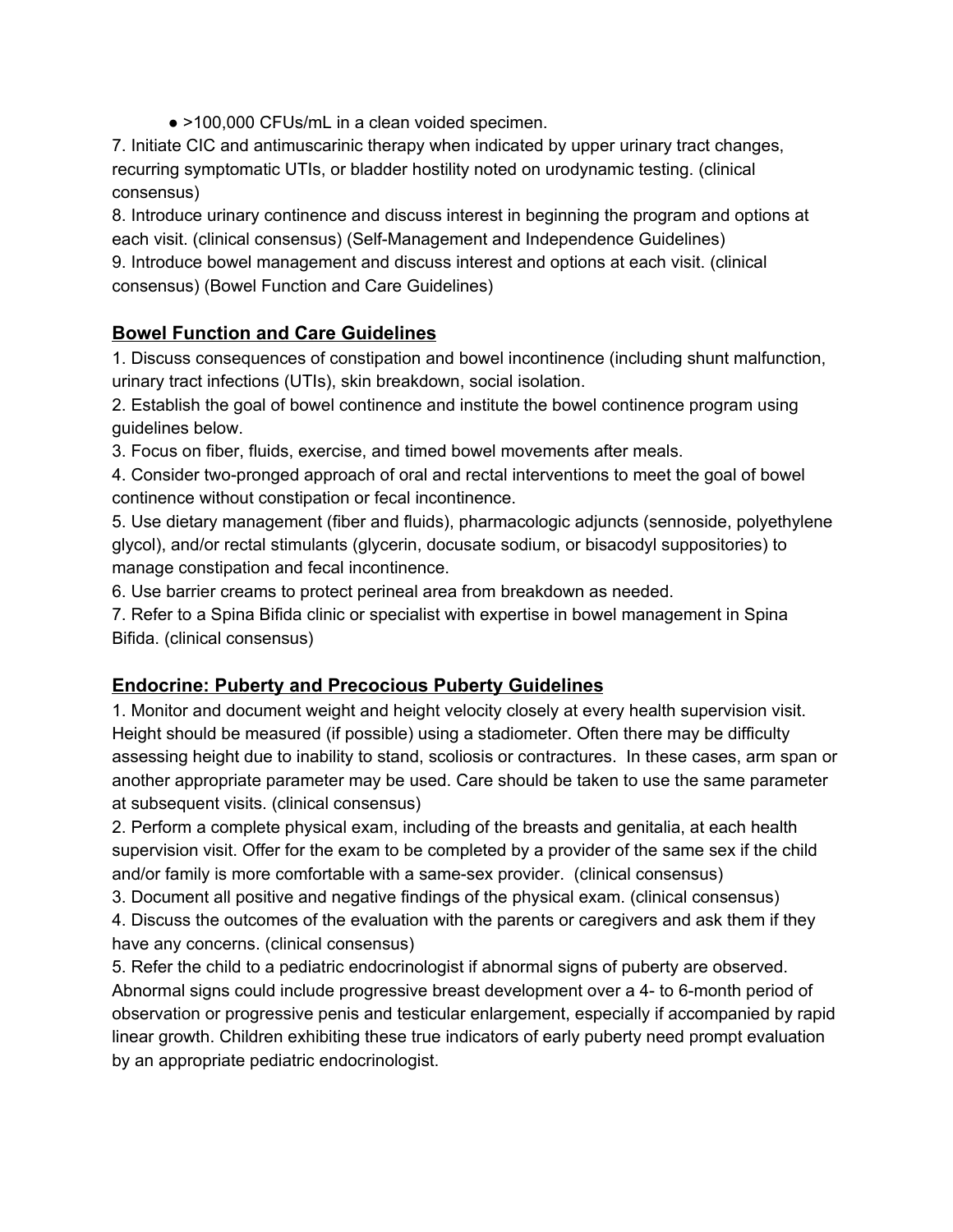- >100,000 CFUs/mL in a clean voided specimen.

7. Initiate CIC and antimuscarinic therapy when indicated by upper urinary tract changes, recurring symptomatic UTIs, or bladder hostility noted on urodynamic testing. (clinical consensus)
8. Introduce urinary continence and discuss interest in beginning the program and options at each visit. (clinical consensus) (Self-Management and Independence Guidelines)
9. Introduce bowel management and discuss interest and options at each visit. (clinical consensus) (Bowel Function and Care Guidelines)

## Bowel Function and Care Guidelines

1. Discuss consequences of constipation and bowel incontinence (including shunt malfunction, urinary tract infections (UTIs), skin breakdown, social isolation.
2. Establish the goal of bowel continence and institute the bowel continence program using guidelines below.
3. Focus on fiber, fluids, exercise, and timed bowel movements after meals.
4. Consider two-pronged approach of oral and rectal interventions to meet the goal of bowel continence without constipation or fecal incontinence.
5. Use dietary management (fiber and fluids), pharmacologic adjuncts (sennoside, polyethylene glycol), and/or rectal stimulants (glycerin, docusate sodium, or bisacodyl suppositories) to manage constipation and fecal incontinence.
6. Use barrier creams to protect perineal area from breakdown as needed.
7. Refer to a Spina Bifida clinic or specialist with expertise in bowel management in Spina Bifida. (clinical consensus)

## Endocrine: Puberty and Precocious Puberty Guidelines

1. Monitor and document weight and height velocity closely at every health supervision visit. Height should be measured (if possible) using a stadiometer. Often there may be difficulty assessing height due to inability to stand, scoliosis or contractures. In these cases, arm span or another appropriate parameter may be used. Care should be taken to use the same parameter at subsequent visits. (clinical consensus)
2. Perform a complete physical exam, including of the breasts and genitalia, at each health supervision visit. Offer for the exam to be completed by a provider of the same sex if the child and/or family is more comfortable with a same-sex provider. (clinical consensus)
3. Document all positive and negative findings of the physical exam. (clinical consensus)
4. Discuss the outcomes of the evaluation with the parents or caregivers and ask them if they have any concerns. (clinical consensus)
5. Refer the child to a pediatric endocrinologist if abnormal signs of puberty are observed. Abnormal signs could include progressive breast development over a 4- to 6-month period of observation or progressive penis and testicular enlargement, especially if accompanied by rapid linear growth. Children exhibiting these true indicators of early puberty need prompt evaluation by an appropriate pediatric endocrinologist.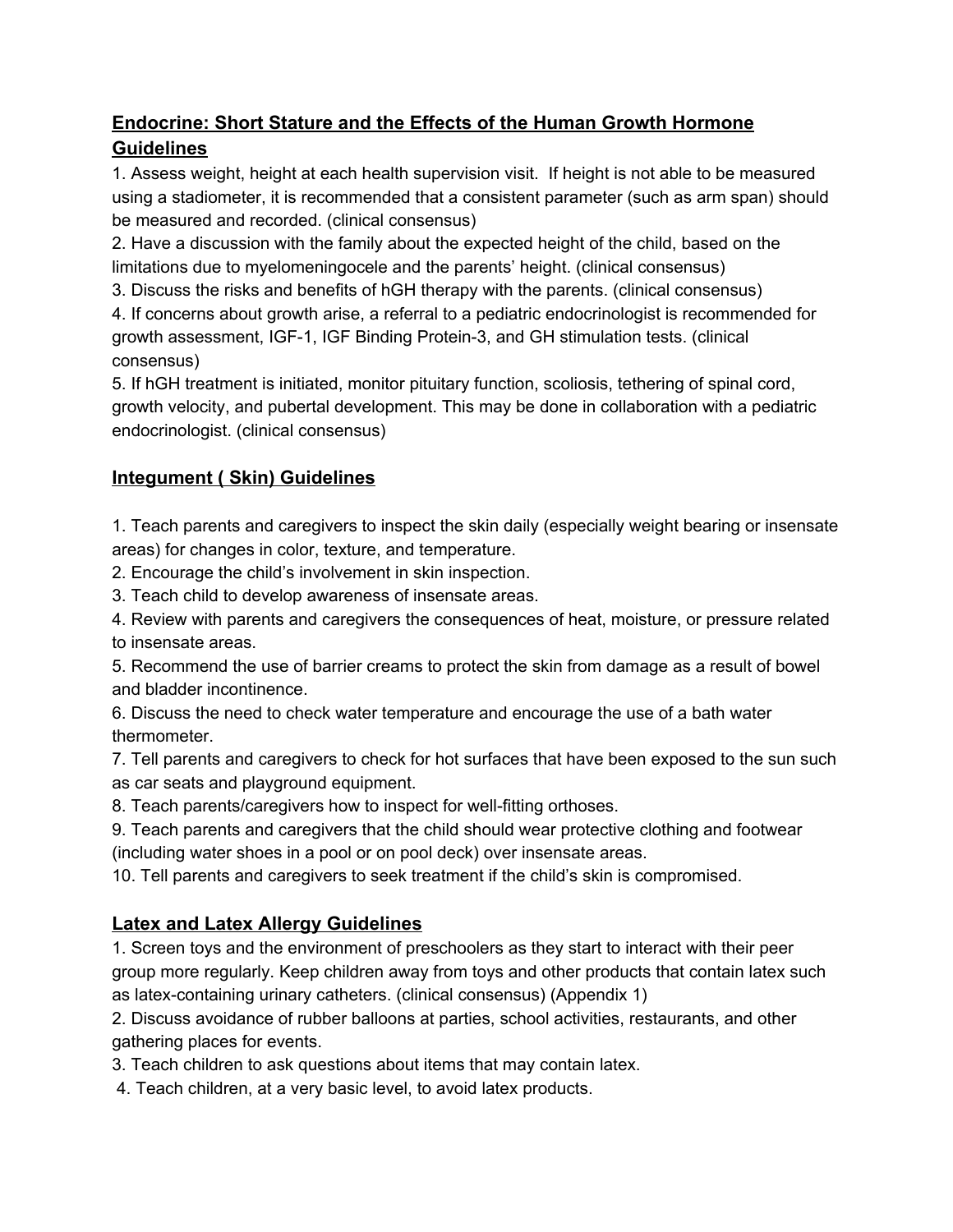## Endocrine: Short Stature and the Effects of the Human Growth Hormone Guidelines

1. Assess weight, height at each health supervision visit. If height is not able to be measured using a stadiometer, it is recommended that a consistent parameter (such as arm span) should be measured and recorded. (clinical consensus)
2. Have a discussion with the family about the expected height of the child, based on the limitations due to myelomeningocele and the parents' height. (clinical consensus)
3. Discuss the risks and benefits of hGH therapy with the parents. (clinical consensus)
4. If concerns about growth arise, a referral to a pediatric endocrinologist is recommended for growth assessment, IGF-1, IGF Binding Protein-3, and GH stimulation tests. (clinical consensus)
5. If hGH treatment is initiated, monitor pituitary function, scoliosis, tethering of spinal cord, growth velocity, and pubertal development. This may be done in collaboration with a pediatric endocrinologist. (clinical consensus)

## Integument ( Skin) Guidelines

1. Teach parents and caregivers to inspect the skin daily (especially weight bearing or insensate areas) for changes in color, texture, and temperature.
2. Encourage the child's involvement in skin inspection.
3. Teach child to develop awareness of insensate areas.
4. Review with parents and caregivers the consequences of heat, moisture, or pressure related to insensate areas.
5. Recommend the use of barrier creams to protect the skin from damage as a result of bowel and bladder incontinence.
6. Discuss the need to check water temperature and encourage the use of a bath water thermometer.
7. Tell parents and caregivers to check for hot surfaces that have been exposed to the sun such as car seats and playground equipment.
8. Teach parents/caregivers how to inspect for well-fitting orthoses.
9. Teach parents and caregivers that the child should wear protective clothing and footwear (including water shoes in a pool or on pool deck) over insensate areas.
10. Tell parents and caregivers to seek treatment if the child's skin is compromised.

## Latex and Latex Allergy Guidelines

1. Screen toys and the environment of preschoolers as they start to interact with their peer group more regularly. Keep children away from toys and other products that contain latex such as latex-containing urinary catheters. (clinical consensus) (Appendix 1)
2. Discuss avoidance of rubber balloons at parties, school activities, restaurants, and other gathering places for events.
3. Teach children to ask questions about items that may contain latex.
4. Teach children, at a very basic level, to avoid latex products.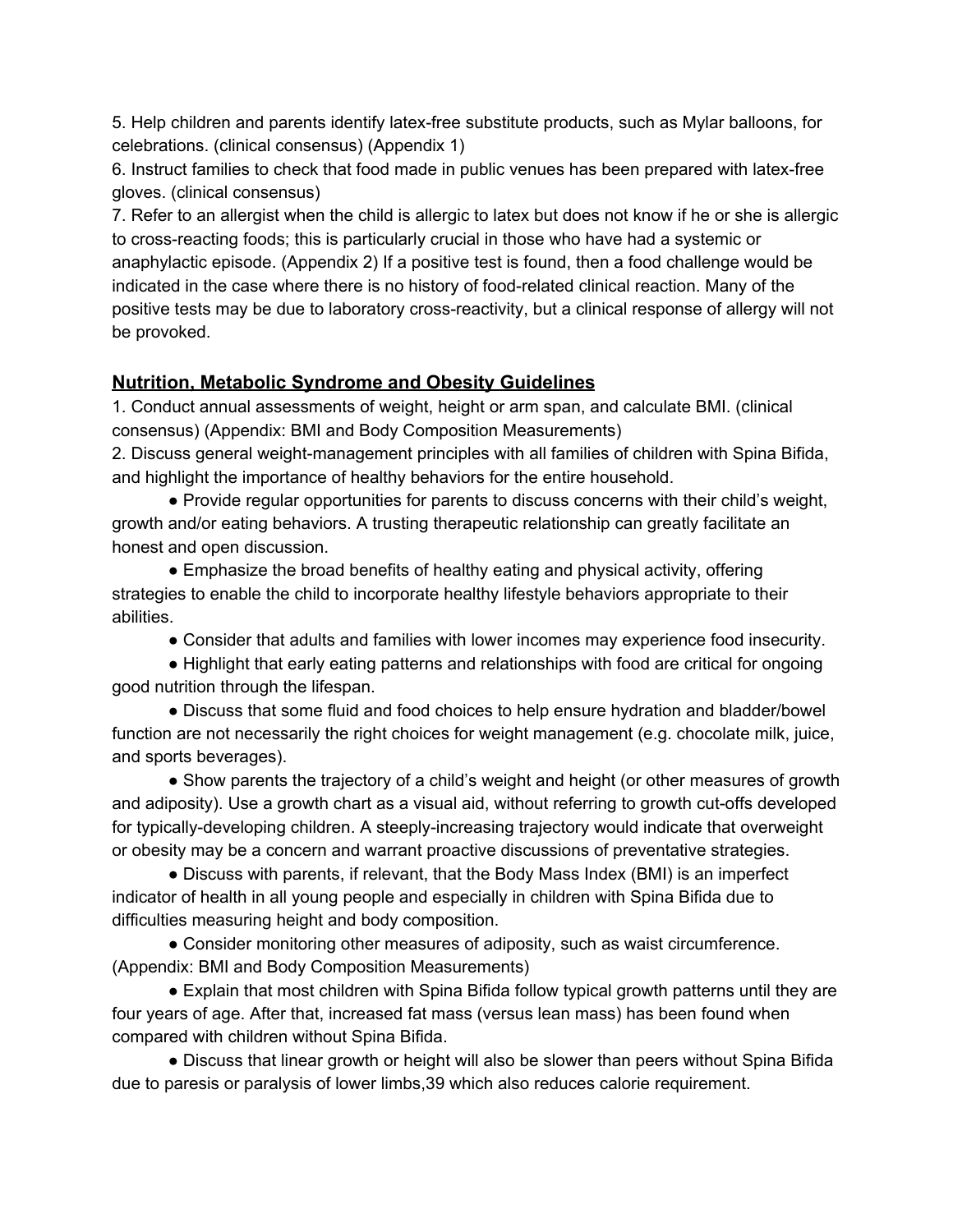5. Help children and parents identify latex-free substitute products, such as Mylar balloons, for celebrations. (clinical consensus) (Appendix 1)

6. Instruct families to check that food made in public venues has been prepared with latex-free gloves. (clinical consensus)

7. Refer to an allergist when the child is allergic to latex but does not know if he or she is allergic to cross-reacting foods; this is particularly crucial in those who have had a systemic or anaphylactic episode. (Appendix 2) If a positive test is found, then a food challenge would be indicated in the case where there is no history of food-related clinical reaction. Many of the positive tests may be due to laboratory cross-reactivity, but a clinical response of allergy will not be provoked.

## Nutrition, Metabolic Syndrome and Obesity Guidelines

1. Conduct annual assessments of weight, height or arm span, and calculate BMI. (clinical consensus) (Appendix: BMI and Body Composition Measurements)

2. Discuss general weight-management principles with all families of children with Spina Bifida, and highlight the importance of healthy behaviors for the entire household.

    - Provide regular opportunities for parents to discuss concerns with their child's weight, growth and/or eating behaviors. A trusting therapeutic relationship can greatly facilitate an honest and open discussion.
    - Emphasize the broad benefits of healthy eating and physical activity, offering strategies to enable the child to incorporate healthy lifestyle behaviors appropriate to their abilities.
    - Consider that adults and families with lower incomes may experience food insecurity.
    - Highlight that early eating patterns and relationships with food are critical for ongoing good nutrition through the lifespan.
    - Discuss that some fluid and food choices to help ensure hydration and bladder/bowel function are not necessarily the right choices for weight management (e.g. chocolate milk, juice, and sports beverages).
    - Show parents the trajectory of a child's weight and height (or other measures of growth and adiposity). Use a growth chart as a visual aid, without referring to growth cut-offs developed for typically-developing children. A steeply-increasing trajectory would indicate that overweight or obesity may be a concern and warrant proactive discussions of preventative strategies.
    - Discuss with parents, if relevant, that the Body Mass Index (BMI) is an imperfect indicator of health in all young people and especially in children with Spina Bifida due to difficulties measuring height and body composition.
    - Consider monitoring other measures of adiposity, such as waist circumference. (Appendix: BMI and Body Composition Measurements)
    - Explain that most children with Spina Bifida follow typical growth patterns until they are four years of age. After that, increased fat mass (versus lean mass) has been found when compared with children without Spina Bifida.
    - Discuss that linear growth or height will also be slower than peers without Spina Bifida due to paresis or paralysis of lower limbs,[39] which also reduces calorie requirement.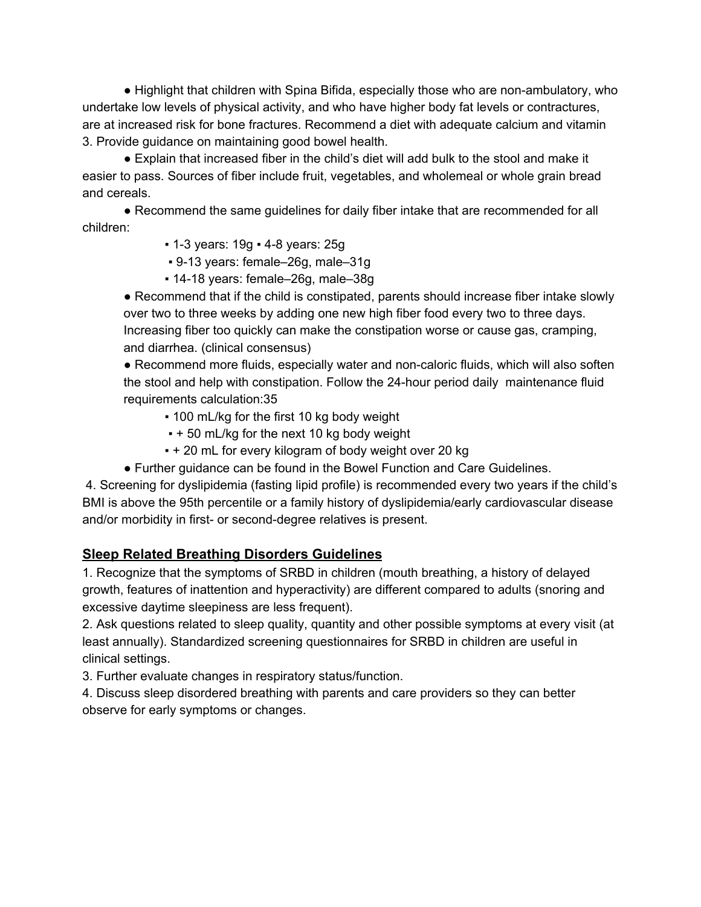- Highlight that children with Spina Bifida, especially those who are non-ambulatory, who undertake low levels of physical activity, and who have higher body fat levels or contractures, are at increased risk for bone fractures. Recommend a diet with adequate calcium and vitamin

3. Provide guidance on maintaining good bowel health.
    - Explain that increased fiber in the child's diet will add bulk to the stool and make it easier to pass. Sources of fiber include fruit, vegetables, and wholemeal or whole grain bread and cereals.
    - Recommend the same guidelines for daily fiber intake that are recommended for all children:
        - 1-3 years: 19g
        - 4-8 years: 25g
        - 9-13 years: female–26g, male–31g
        - 14-18 years: female–26g, male–38g
    - Recommend that if the child is constipated, parents should increase fiber intake slowly over two to three weeks by adding one new high fiber food every two to three days. Increasing fiber too quickly can make the constipation worse or cause gas, cramping, and diarrhea. (clinical consensus)
    - Recommend more fluids, especially water and non-caloric fluids, which will also soften the stool and help with constipation. Follow the 24-hour period daily maintenance fluid requirements calculation:35
        - 100 mL/kg for the first 10 kg body weight
        - \+ 50 mL/kg for the next 10 kg body weight
        - \+ 20 mL for every kilogram of body weight over 20 kg
    - Further guidance can be found in the Bowel Function and Care Guidelines.
4. Screening for dyslipidemia (fasting lipid profile) is recommended every two years if the child's BMI is above the 95th percentile or a family history of dyslipidemia/early cardiovascular disease and/or morbidity in first- or second-degree relatives is present.

## Sleep Related Breathing Disorders Guidelines

1. Recognize that the symptoms of SRBD in children (mouth breathing, a history of delayed growth, features of inattention and hyperactivity) are different compared to adults (snoring and excessive daytime sleepiness are less frequent).
2. Ask questions related to sleep quality, quantity and other possible symptoms at every visit (at least annually). Standardized screening questionnaires for SRBD in children are useful in clinical settings.
3. Further evaluate changes in respiratory status/function.
4. Discuss sleep disordered breathing with parents and care providers so they can better observe for early symptoms or changes.